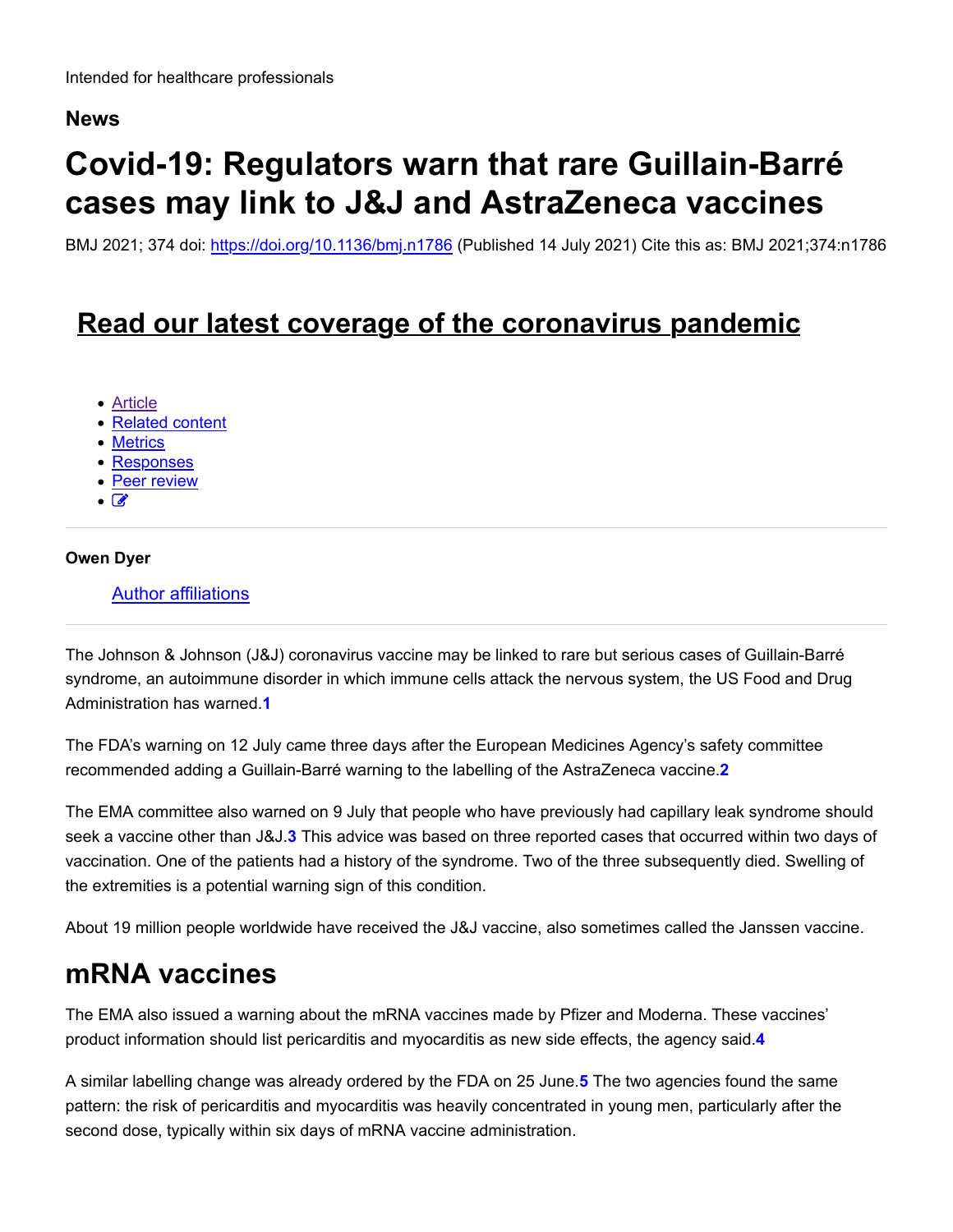Intended for healthcare professionals

**News**

# Covid-19: Regulators warn that rare Guillain-Barré cases may link to J&J and AstraZeneca vaccines

BMJ 2021; 374 doi: https://doi.org/10.1136/bmj.n1786 (Published 14 July 2021) Cite this as: BMJ 2021;374:n1786

## Read our latest coverage of the coronavirus pandemic

- Article
- Related content
- Metrics
- Responses
- Peer review

**Owen Dyer**

Author affiliations

The Johnson & Johnson (J&J) coronavirus vaccine may be linked to rare but serious cases of Guillain-Barré syndrome, an autoimmune disorder in which immune cells attack the nervous system, the US Food and Drug Administration has warned.[1]

The FDA's warning on 12 July came three days after the European Medicines Agency's safety committee recommended adding a Guillain-Barré warning to the labelling of the AstraZeneca vaccine.[2]

The EMA committee also warned on 9 July that people who have previously had capillary leak syndrome should seek a vaccine other than J&J.[3] This advice was based on three reported cases that occurred within two days of vaccination. One of the patients had a history of the syndrome. Two of the three subsequently died. Swelling of the extremities is a potential warning sign of this condition.

About 19 million people worldwide have received the J&J vaccine, also sometimes called the Janssen vaccine.

## mRNA vaccines

The EMA also issued a warning about the mRNA vaccines made by Pfizer and Moderna. These vaccines' product information should list pericarditis and myocarditis as new side effects, the agency said.[4]

A similar labelling change was already ordered by the FDA on 25 June.[5] The two agencies found the same pattern: the risk of pericarditis and myocarditis was heavily concentrated in young men, particularly after the second dose, typically within six days of mRNA vaccine administration.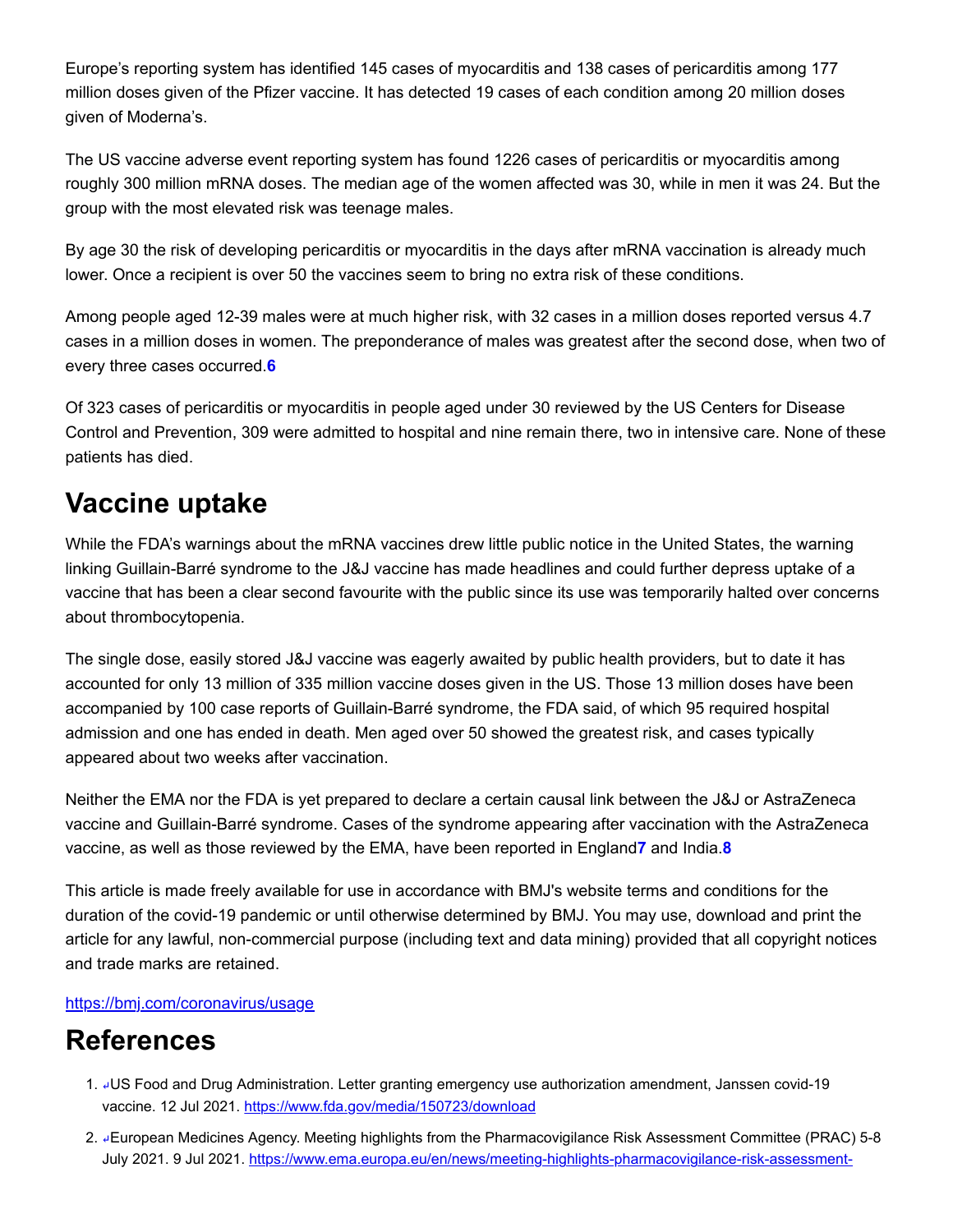Europe's reporting system has identified 145 cases of myocarditis and 138 cases of pericarditis among 177 million doses given of the Pfizer vaccine. It has detected 19 cases of each condition among 20 million doses given of Moderna's.

The US vaccine adverse event reporting system has found 1226 cases of pericarditis or myocarditis among roughly 300 million mRNA doses. The median age of the women affected was 30, while in men it was 24. But the group with the most elevated risk was teenage males.

By age 30 the risk of developing pericarditis or myocarditis in the days after mRNA vaccination is already much lower. Once a recipient is over 50 the vaccines seem to bring no extra risk of these conditions.

Among people aged 12-39 males were at much higher risk, with 32 cases in a million doses reported versus 4.7 cases in a million doses in women. The preponderance of males was greatest after the second dose, when two of every three cases occurred.[6]

Of 323 cases of pericarditis or myocarditis in people aged under 30 reviewed by the US Centers for Disease Control and Prevention, 309 were admitted to hospital and nine remain there, two in intensive care. None of these patients has died.

## Vaccine uptake

While the FDA's warnings about the mRNA vaccines drew little public notice in the United States, the warning linking Guillain-Barré syndrome to the J&J vaccine has made headlines and could further depress uptake of a vaccine that has been a clear second favourite with the public since its use was temporarily halted over concerns about thrombocytopenia.

The single dose, easily stored J&J vaccine was eagerly awaited by public health providers, but to date it has accounted for only 13 million of 335 million vaccine doses given in the US. Those 13 million doses have been accompanied by 100 case reports of Guillain-Barré syndrome, the FDA said, of which 95 required hospital admission and one has ended in death. Men aged over 50 showed the greatest risk, and cases typically appeared about two weeks after vaccination.

Neither the EMA nor the FDA is yet prepared to declare a certain causal link between the J&J or AstraZeneca vaccine and Guillain-Barré syndrome. Cases of the syndrome appearing after vaccination with the AstraZeneca vaccine, as well as those reviewed by the EMA, have been reported in England[7] and India.[8]

This article is made freely available for use in accordance with BMJ's website terms and conditions for the duration of the covid-19 pandemic or until otherwise determined by BMJ. You may use, download and print the article for any lawful, non-commercial purpose (including text and data mining) provided that all copyright notices and trade marks are retained.

https://bmj.com/coronavirus/usage

## References

1. ↵US Food and Drug Administration. Letter granting emergency use authorization amendment, Janssen covid-19 vaccine. 12 Jul 2021. https://www.fda.gov/media/150723/download
2. ↵European Medicines Agency. Meeting highlights from the Pharmacovigilance Risk Assessment Committee (PRAC) 5-8 July 2021. 9 Jul 2021. https://www.ema.europa.eu/en/news/meeting-highlights-pharmacovigilance-risk-assessment-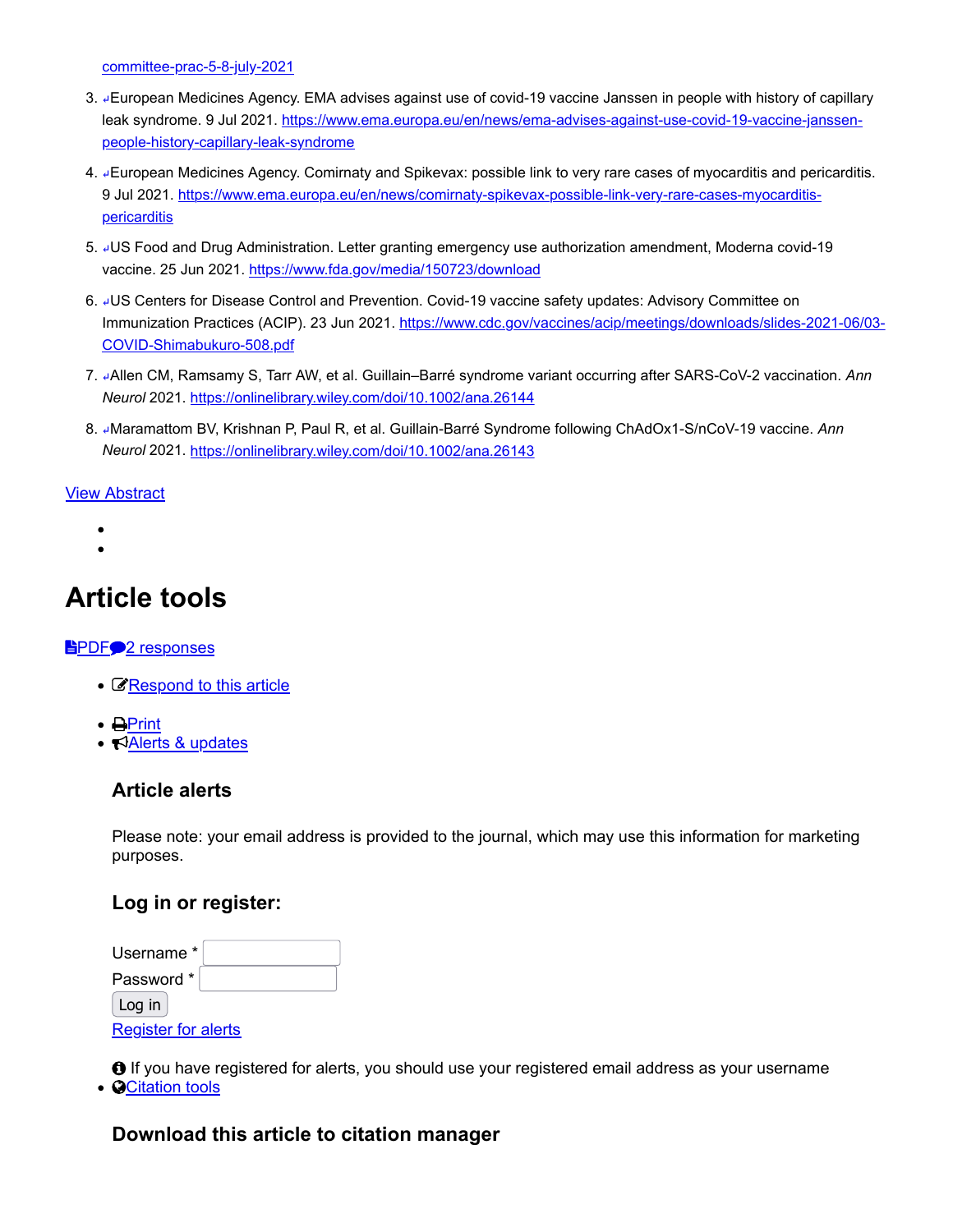committee-prac-5-8-july-2021

3. ↵European Medicines Agency. EMA advises against use of covid-19 vaccine Janssen in people with history of capillary leak syndrome. 9 Jul 2021. https://www.ema.europa.eu/en/news/ema-advises-against-use-covid-19-vaccine-janssen-people-history-capillary-leak-syndrome
4. ↵European Medicines Agency. Comirnaty and Spikevax: possible link to very rare cases of myocarditis and pericarditis. 9 Jul 2021. https://www.ema.europa.eu/en/news/comirnaty-spikevax-possible-link-very-rare-cases-myocarditis-pericarditis
5. ↵US Food and Drug Administration. Letter granting emergency use authorization amendment, Moderna covid-19 vaccine. 25 Jun 2021. https://www.fda.gov/media/150723/download
6. ↵US Centers for Disease Control and Prevention. Covid-19 vaccine safety updates: Advisory Committee on Immunization Practices (ACIP). 23 Jun 2021. https://www.cdc.gov/vaccines/acip/meetings/downloads/slides-2021-06/03-COVID-Shimabukuro-508.pdf
7. ↵Allen CM, Ramsamy S, Tarr AW, et al. Guillain–Barré syndrome variant occurring after SARS-CoV-2 vaccination. *Ann Neurol* 2021. https://onlinelibrary.wiley.com/doi/10.1002/ana.26144
8. ↵Maramattom BV, Krishnan P, Paul R, et al. Guillain-Barré Syndrome following ChAdOx1-S/nCoV-19 vaccine. *Ann Neurol* 2021. https://onlinelibrary.wiley.com/doi/10.1002/ana.26143

View Abstract

# Article tools

PDF 2 responses

- Respond to this article
- Print
- Alerts & updates

### Article alerts

Please note: your email address is provided to the journal, which may use this information for marketing purposes.

### Log in or register:

Username *

Password *

Log in

Register for alerts

If you have registered for alerts, you should use your registered email address as your username

- Citation tools

### Download this article to citation manager